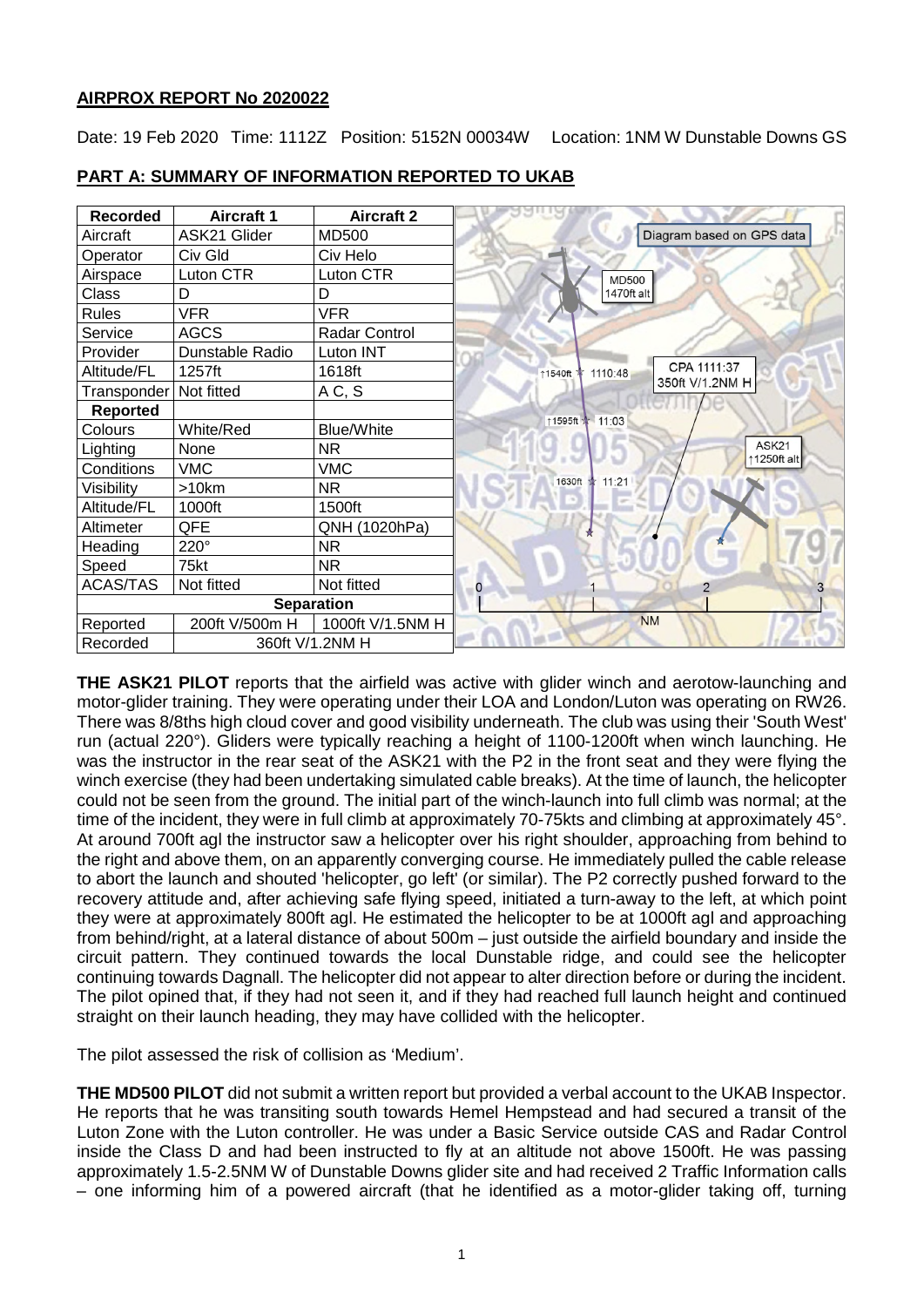## AIRPROX REPORT No 2020022

Date: 19 Feb 2020 Time: 1112Z Position: 5152N 00034W Location: 1NM W Dunstable Downs GS

### PART A: SUMMARY OF INFORMATION REPORTED TO UKAB

| Recorded | Aircraft 1 | Aircraft 2 |
|---|---|---|
| Aircraft | ASK21 Glider | MD500 |
| Operator | Civ Gld | Civ Helo |
| Airspace | Luton CTR | Luton CTR |
| Class | D | D |
| Rules | VFR | VFR |
| Service | AGCS | Radar Control |
| Provider | Dunstable Radio | Luton INT |
| Altitude/FL | 1257ft | 1618ft |
| Transponder | Not fitted | A C, S |
| **Reported** | | |
| Colours | White/Red | Blue/White |
| Lighting | None | NR |
| Conditions | VMC | VMC |
| Visibility | >10km | NR |
| Altitude/FL | 1000ft | 1500ft |
| Altimeter | QFE | QNH (1020hPa) |
| Heading | 220° | NR |
| Speed | 75kt | NR |
| ACAS/TAS | Not fitted | Not fitted |
| **Separation** | | |
| Reported | 200ft V/500m H | 1000ft V/1.5NM H |
| Recorded | 360ft V/1.2NM H | |

Diagram based on GPS data

**THE ASK21 PILOT** reports that the airfield was active with glider winch and aerotow-launching and motor-glider training. They were operating under their LOA and London/Luton was operating on RW26. There was 8/8ths high cloud cover and good visibility underneath. The club was using their 'South West' run (actual 220°). Gliders were typically reaching a height of 1100-1200ft when winch launching. He was the instructor in the rear seat of the ASK21 with the P2 in the front seat and they were flying the winch exercise (they had been undertaking simulated cable breaks). At the time of launch, the helicopter could not be seen from the ground. The initial part of the winch-launch into full climb was normal; at the time of the incident, they were in full climb at approximately 70-75kts and climbing at approximately 45°. At around 700ft agl the instructor saw a helicopter over his right shoulder, approaching from behind to the right and above them, on an apparently converging course. He immediately pulled the cable release to abort the launch and shouted 'helicopter, go left' (or similar). The P2 correctly pushed forward to the recovery attitude and, after achieving safe flying speed, initiated a turn-away to the left, at which point they were at approximately 800ft agl. He estimated the helicopter to be at 1000ft agl and approaching from behind/right, at a lateral distance of about 500m – just outside the airfield boundary and inside the circuit pattern. They continued towards the local Dunstable ridge, and could see the helicopter continuing towards Dagnall. The helicopter did not appear to alter direction before or during the incident. The pilot opined that, if they had not seen it, and if they had reached full launch height and continued straight on their launch heading, they may have collided with the helicopter.

The pilot assessed the risk of collision as 'Medium'.

**THE MD500 PILOT** did not submit a written report but provided a verbal account to the UKAB Inspector. He reports that he was transiting south towards Hemel Hempstead and had secured a transit of the Luton Zone with the Luton controller. He was under a Basic Service outside CAS and Radar Control inside the Class D and had been instructed to fly at an altitude not above 1500ft. He was passing approximately 1.5-2.5NM W of Dunstable Downs glider site and had received 2 Traffic Information calls – one informing him of a powered aircraft (that he identified as a motor-glider taking off, turning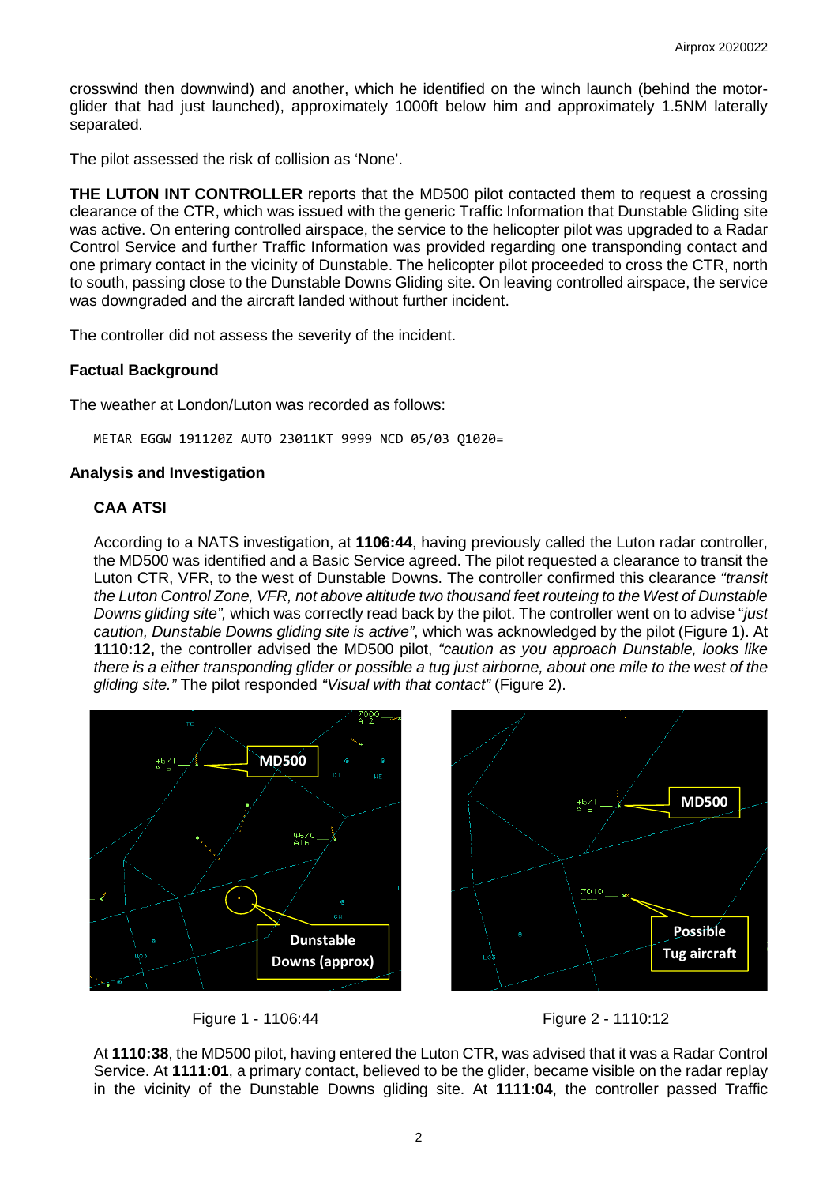crosswind then downwind) and another, which he identified on the winch launch (behind the motor-glider that had just launched), approximately 1000ft below him and approximately 1.5NM laterally separated.

The pilot assessed the risk of collision as 'None'.

**THE LUTON INT CONTROLLER** reports that the MD500 pilot contacted them to request a crossing clearance of the CTR, which was issued with the generic Traffic Information that Dunstable Gliding site was active. On entering controlled airspace, the service to the helicopter pilot was upgraded to a Radar Control Service and further Traffic Information was provided regarding one transponding contact and one primary contact in the vicinity of Dunstable. The helicopter pilot proceeded to cross the CTR, north to south, passing close to the Dunstable Downs Gliding site. On leaving controlled airspace, the service was downgraded and the aircraft landed without further incident.

The controller did not assess the severity of the incident.

### Factual Background

The weather at London/Luton was recorded as follows:

```
METAR EGGW 191120Z AUTO 23011KT 9999 NCD 05/03 Q1020=
```

### Analysis and Investigation

#### CAA ATSI

According to a NATS investigation, at **1106:44**, having previously called the Luton radar controller, the MD500 was identified and a Basic Service agreed. The pilot requested a clearance to transit the Luton CTR, VFR, to the west of Dunstable Downs. The controller confirmed this clearance *"transit the Luton Control Zone, VFR, not above altitude two thousand feet routeing to the West of Dunstable Downs gliding site",* which was correctly read back by the pilot. The controller went on to advise "*just caution, Dunstable Downs gliding site is active"*, which was acknowledged by the pilot (Figure 1). At **1110:12,** the controller advised the MD500 pilot, *"caution as you approach Dunstable, looks like there is a either transponding glider or possible a tug just airborne, about one mile to the west of the gliding site."* The pilot responded *"Visual with that contact"* (Figure 2).

Figure 1 - 1106:44

Figure 2 - 1110:12

At **1110:38**, the MD500 pilot, having entered the Luton CTR, was advised that it was a Radar Control Service. At **1111:01**, a primary contact, believed to be the glider, became visible on the radar replay in the vicinity of the Dunstable Downs gliding site. At **1111:04**, the controller passed Traffic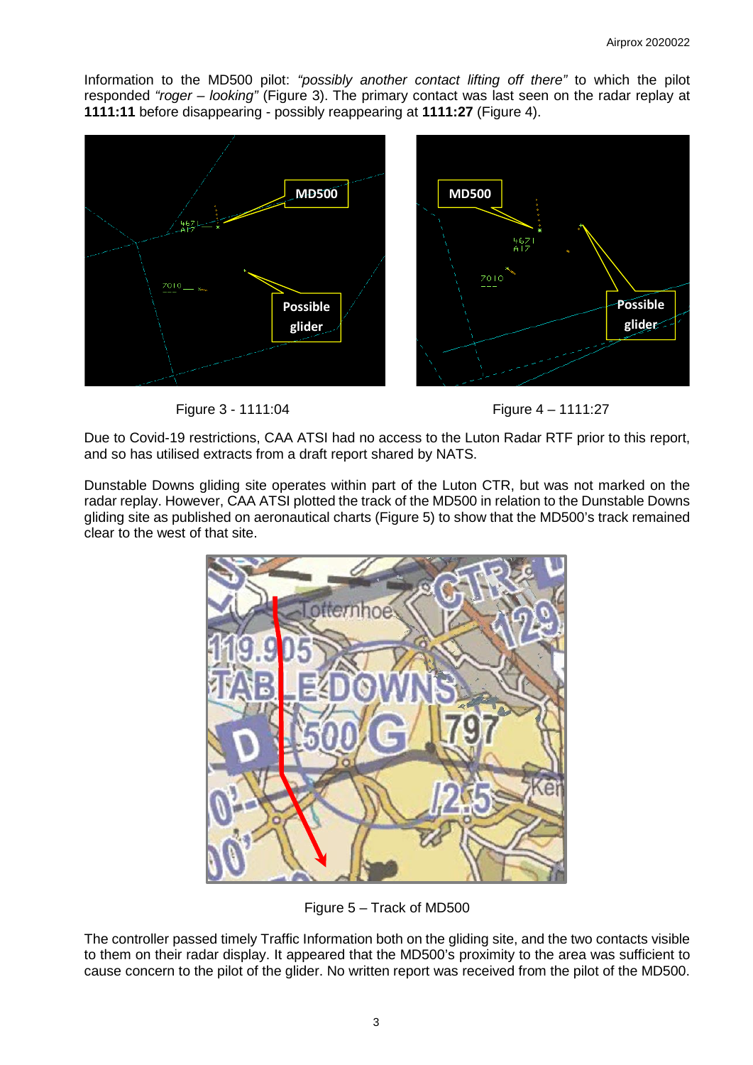Information to the MD500 pilot: *"possibly another contact lifting off there"* to which the pilot responded *"roger – looking"* (Figure 3). The primary contact was last seen on the radar replay at **1111:11** before disappearing - possibly reappearing at **1111:27** (Figure 4).

Figure 3 - 1111:04

Figure 4 – 1111:27

Due to Covid-19 restrictions, CAA ATSI had no access to the Luton Radar RTF prior to this report, and so has utilised extracts from a draft report shared by NATS.

Dunstable Downs gliding site operates within part of the Luton CTR, but was not marked on the radar replay. However, CAA ATSI plotted the track of the MD500 in relation to the Dunstable Downs gliding site as published on aeronautical charts (Figure 5) to show that the MD500's track remained clear to the west of that site.

Figure 5 – Track of MD500

The controller passed timely Traffic Information both on the gliding site, and the two contacts visible to them on their radar display. It appeared that the MD500's proximity to the area was sufficient to cause concern to the pilot of the glider. No written report was received from the pilot of the MD500.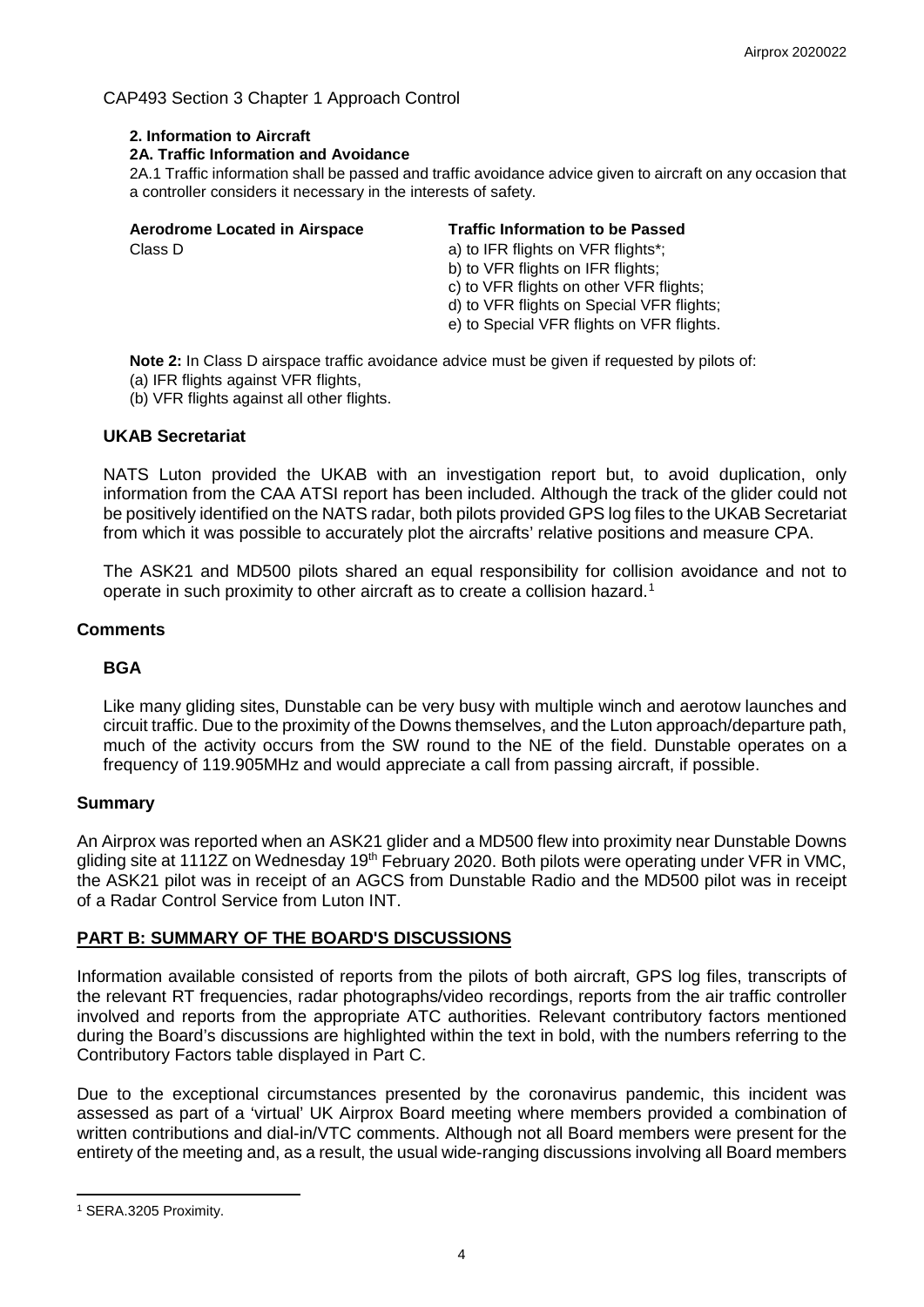CAP493 Section 3 Chapter 1 Approach Control

**2. Information to Aircraft**

**2A. Traffic Information and Avoidance**

2A.1 Traffic information shall be passed and traffic avoidance advice given to aircraft on any occasion that a controller considers it necessary in the interests of safety.

| **Aerodrome Located in Airspace** | **Traffic Information to be Passed** |
|---|---|
| Class D | a) to IFR flights on VFR flights*;<br>b) to VFR flights on IFR flights;<br>c) to VFR flights on other VFR flights;<br>d) to VFR flights on Special VFR flights;<br>e) to Special VFR flights on VFR flights. |

**Note 2:** In Class D airspace traffic avoidance advice must be given if requested by pilots of:
(a) IFR flights against VFR flights,
(b) VFR flights against all other flights.

### UKAB Secretariat

NATS Luton provided the UKAB with an investigation report but, to avoid duplication, only information from the CAA ATSI report has been included. Although the track of the glider could not be positively identified on the NATS radar, both pilots provided GPS log files to the UKAB Secretariat from which it was possible to accurately plot the aircrafts' relative positions and measure CPA.

The ASK21 and MD500 pilots shared an equal responsibility for collision avoidance and not to operate in such proximity to other aircraft as to create a collision hazard.[1]

## Comments

### BGA

Like many gliding sites, Dunstable can be very busy with multiple winch and aerotow launches and circuit traffic. Due to the proximity of the Downs themselves, and the Luton approach/departure path, much of the activity occurs from the SW round to the NE of the field. Dunstable operates on a frequency of 119.905MHz and would appreciate a call from passing aircraft, if possible.

## Summary

An Airprox was reported when an ASK21 glider and a MD500 flew into proximity near Dunstable Downs gliding site at 1112Z on Wednesday 19th February 2020. Both pilots were operating under VFR in VMC, the ASK21 pilot was in receipt of an AGCS from Dunstable Radio and the MD500 pilot was in receipt of a Radar Control Service from Luton INT.

## PART B: SUMMARY OF THE BOARD'S DISCUSSIONS

Information available consisted of reports from the pilots of both aircraft, GPS log files, transcripts of the relevant RT frequencies, radar photographs/video recordings, reports from the air traffic controller involved and reports from the appropriate ATC authorities. Relevant contributory factors mentioned during the Board's discussions are highlighted within the text in bold, with the numbers referring to the Contributory Factors table displayed in Part C.

Due to the exceptional circumstances presented by the coronavirus pandemic, this incident was assessed as part of a 'virtual' UK Airprox Board meeting where members provided a combination of written contributions and dial-in/VTC comments. Although not all Board members were present for the entirety of the meeting and, as a result, the usual wide-ranging discussions involving all Board members

[1] SERA.3205 Proximity.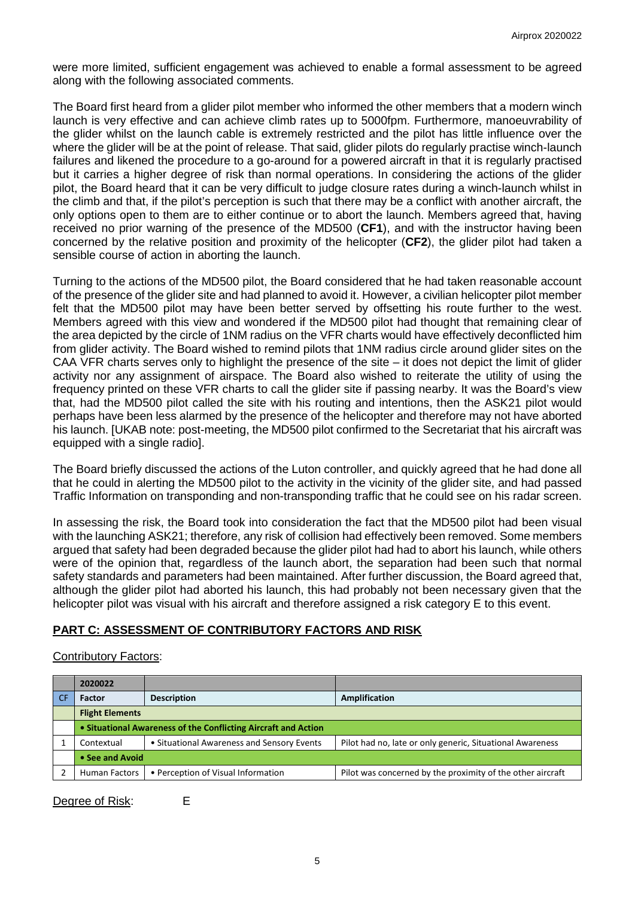were more limited, sufficient engagement was achieved to enable a formal assessment to be agreed along with the following associated comments.

The Board first heard from a glider pilot member who informed the other members that a modern winch launch is very effective and can achieve climb rates up to 5000fpm. Furthermore, manoeuvrability of the glider whilst on the launch cable is extremely restricted and the pilot has little influence over the where the glider will be at the point of release. That said, glider pilots do regularly practise winch-launch failures and likened the procedure to a go-around for a powered aircraft in that it is regularly practised but it carries a higher degree of risk than normal operations. In considering the actions of the glider pilot, the Board heard that it can be very difficult to judge closure rates during a winch-launch whilst in the climb and that, if the pilot's perception is such that there may be a conflict with another aircraft, the only options open to them are to either continue or to abort the launch. Members agreed that, having received no prior warning of the presence of the MD500 (**CF1**), and with the instructor having been concerned by the relative position and proximity of the helicopter (**CF2**), the glider pilot had taken a sensible course of action in aborting the launch.

Turning to the actions of the MD500 pilot, the Board considered that he had taken reasonable account of the presence of the glider site and had planned to avoid it. However, a civilian helicopter pilot member felt that the MD500 pilot may have been better served by offsetting his route further to the west. Members agreed with this view and wondered if the MD500 pilot had thought that remaining clear of the area depicted by the circle of 1NM radius on the VFR charts would have effectively deconflicted him from glider activity. The Board wished to remind pilots that 1NM radius circle around glider sites on the CAA VFR charts serves only to highlight the presence of the site – it does not depict the limit of glider activity nor any assignment of airspace. The Board also wished to reiterate the utility of using the frequency printed on these VFR charts to call the glider site if passing nearby. It was the Board's view that, had the MD500 pilot called the site with his routing and intentions, then the ASK21 pilot would perhaps have been less alarmed by the presence of the helicopter and therefore may not have aborted his launch. [UKAB note: post-meeting, the MD500 pilot confirmed to the Secretariat that his aircraft was equipped with a single radio].

The Board briefly discussed the actions of the Luton controller, and quickly agreed that he had done all that he could in alerting the MD500 pilot to the activity in the vicinity of the glider site, and had passed Traffic Information on transponding and non-transponding traffic that he could see on his radar screen.

In assessing the risk, the Board took into consideration the fact that the MD500 pilot had been visual with the launching ASK21; therefore, any risk of collision had effectively been removed. Some members argued that safety had been degraded because the glider pilot had had to abort his launch, while others were of the opinion that, regardless of the launch abort, the separation had been such that normal safety standards and parameters had been maintained. After further discussion, the Board agreed that, although the glider pilot had aborted his launch, this had probably not been necessary given that the helicopter pilot was visual with his aircraft and therefore assigned a risk category E to this event.

## PART C: ASSESSMENT OF CONTRIBUTORY FACTORS AND RISK

Contributory Factors:

| | 2020022 | | |
|---|---|---|---|
| CF | Factor | Description | Amplification |
| | **Flight Elements** | | |
| | **• Situational Awareness of the Conflicting Aircraft and Action** | | |
| 1 | Contextual | • Situational Awareness and Sensory Events | Pilot had no, late or only generic, Situational Awareness |
| | **• See and Avoid** | | |
| 2 | Human Factors | • Perception of Visual Information | Pilot was concerned by the proximity of the other aircraft |

Degree of Risk: E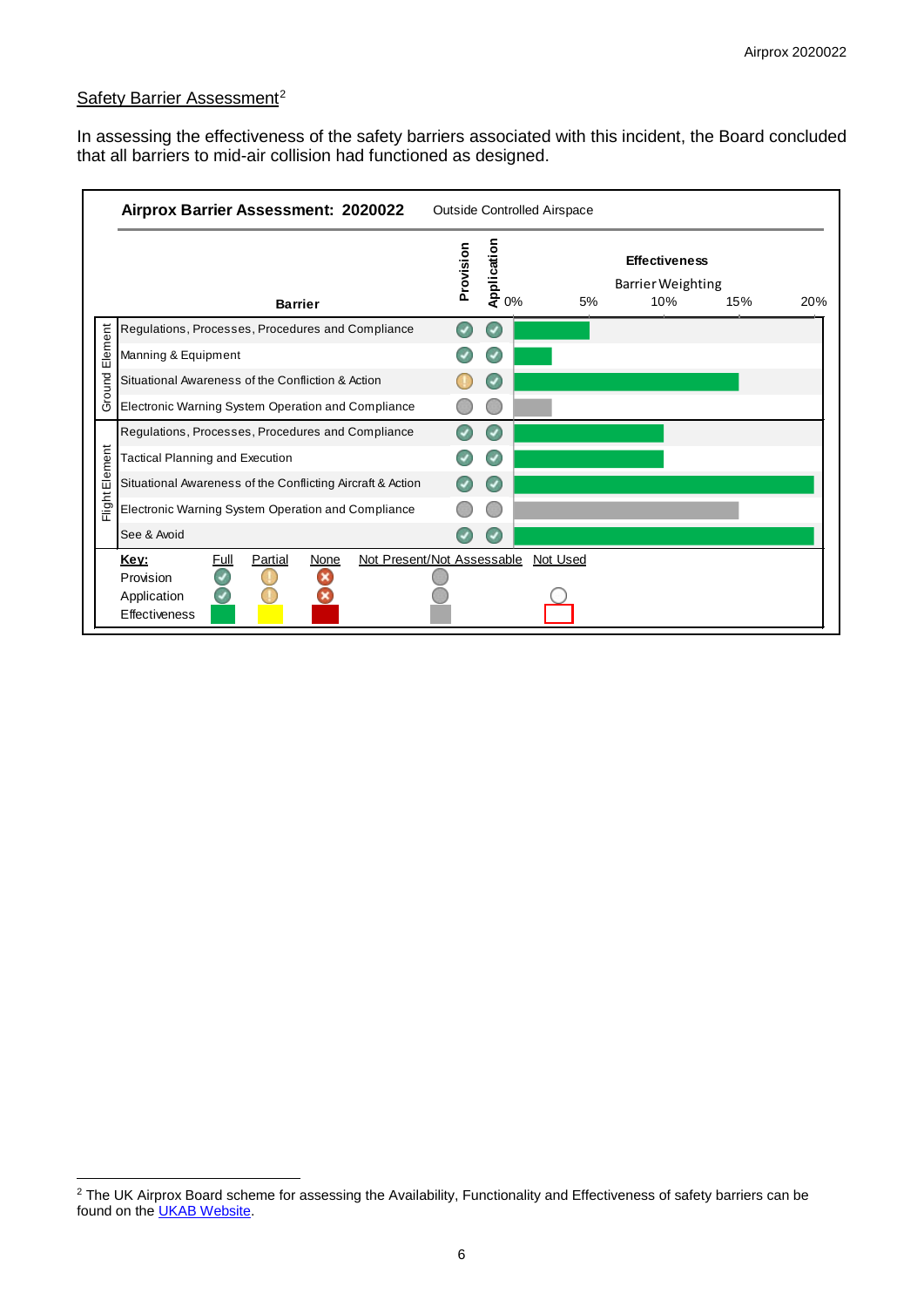Safety Barrier Assessment[2]

In assessing the effectiveness of the safety barriers associated with this incident, the Board concluded that all barriers to mid-air collision had functioned as designed.

**Airprox Barrier Assessment: 2020022** Outside Controlled Airspace

Barrier

Provision

Application

Effectiveness

Barrier Weighting

0% 5% 10% 15% 20%

Ground Element

Regulations, Processes, Procedures and Compliance

Manning & Equipment

Situational Awareness of the Confliction & Action

Electronic Warning System Operation and Compliance

Flight Element

Regulations, Processes, Procedures and Compliance

Tactical Planning and Execution

Situational Awareness of the Conflicting Aircraft & Action

Electronic Warning System Operation and Compliance

See & Avoid

**Key:** Full Partial None Not Present/Not Assessable Not Used

Provision

Application

Effectiveness

---

[2] The UK Airprox Board scheme for assessing the Availability, Functionality and Effectiveness of safety barriers can be found on the UKAB Website.